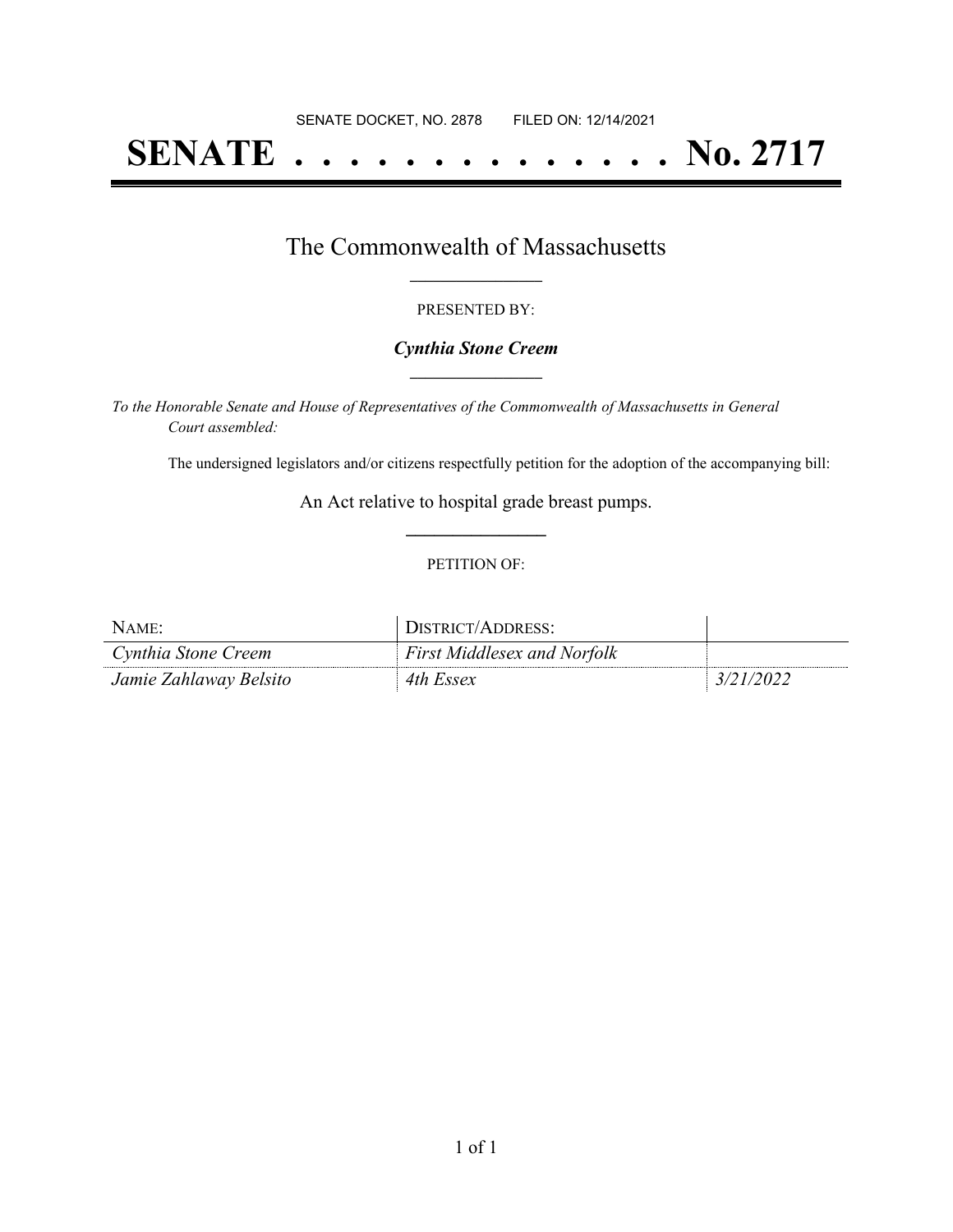SENATE DOCKET, NO. 2878        FILED ON: 12/14/2021

# SENATE . . . . . . . . . . . . . . No. 2717

## The Commonwealth of Massachusetts

PRESENTED BY:

***Cynthia Stone Creem***

*To the Honorable Senate and House of Representatives of the Commonwealth of Massachusetts in General Court assembled:*

The undersigned legislators and/or citizens respectfully petition for the adoption of the accompanying bill:

An Act relative to hospital grade breast pumps.

PETITION OF:

| NAME: | DISTRICT/ADDRESS: | |
| --- | --- | --- |
| *Cynthia Stone Creem* | *First Middlesex and Norfolk* | |
| *Jamie Zahlaway Belsito* | *4th Essex* | *3/21/2022* |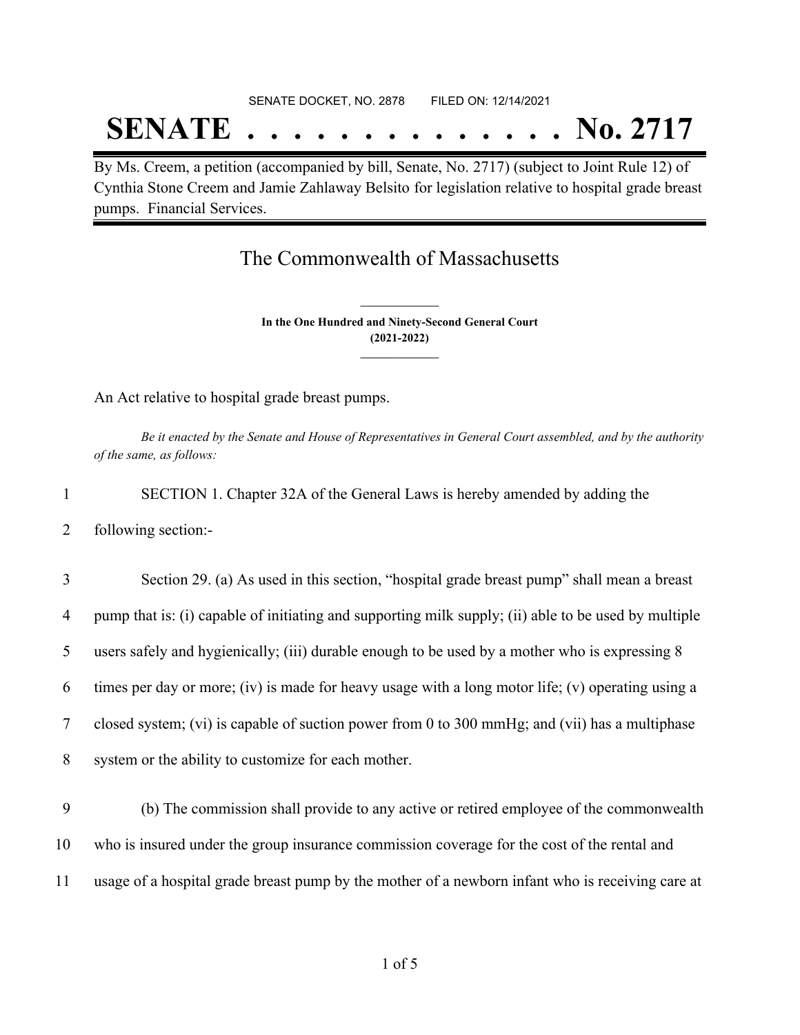SENATE DOCKET, NO. 2878 FILED ON: 12/14/2021

# SENATE . . . . . . . . . . . . . . No. 2717

By Ms. Creem, a petition (accompanied by bill, Senate, No. 2717) (subject to Joint Rule 12) of Cynthia Stone Creem and Jamie Zahlaway Belsito for legislation relative to hospital grade breast pumps. Financial Services.

## The Commonwealth of Massachusetts

**In the One Hundred and Ninety-Second General Court**
**(2021-2022)**

An Act relative to hospital grade breast pumps.

*Be it enacted by the Senate and House of Representatives in General Court assembled, and by the authority of the same, as follows:*

1 SECTION 1. Chapter 32A of the General Laws is hereby amended by adding the
2 following section:-

3 Section 29. (a) As used in this section, "hospital grade breast pump" shall mean a breast
4 pump that is: (i) capable of initiating and supporting milk supply; (ii) able to be used by multiple
5 users safely and hygienically; (iii) durable enough to be used by a mother who is expressing 8
6 times per day or more; (iv) is made for heavy usage with a long motor life; (v) operating using a
7 closed system; (vi) is capable of suction power from 0 to 300 mmHg; and (vii) has a multiphase
8 system or the ability to customize for each mother.

9 (b) The commission shall provide to any active or retired employee of the commonwealth
10 who is insured under the group insurance commission coverage for the cost of the rental and
11 usage of a hospital grade breast pump by the mother of a newborn infant who is receiving care at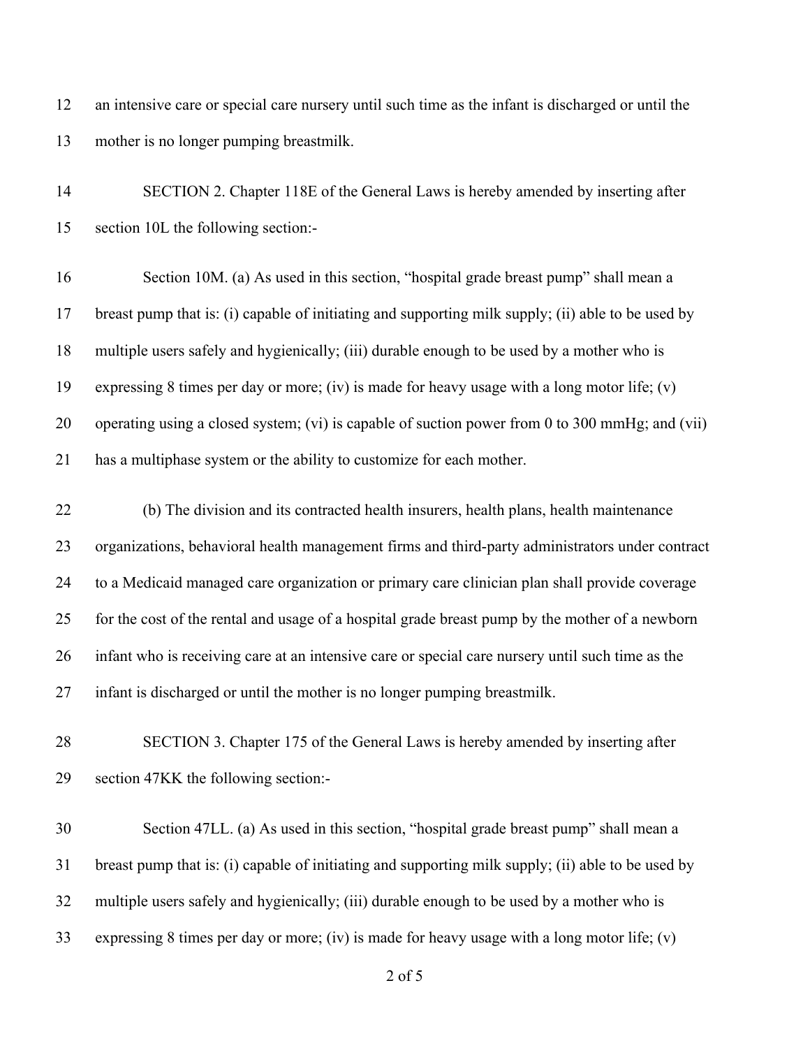an intensive care or special care nursery until such time as the infant is discharged or until the mother is no longer pumping breastmilk.

SECTION 2. Chapter 118E of the General Laws is hereby amended by inserting after section 10L the following section:-

Section 10M. (a) As used in this section, "hospital grade breast pump" shall mean a breast pump that is: (i) capable of initiating and supporting milk supply; (ii) able to be used by multiple users safely and hygienically; (iii) durable enough to be used by a mother who is expressing 8 times per day or more; (iv) is made for heavy usage with a long motor life; (v) operating using a closed system; (vi) is capable of suction power from 0 to 300 mmHg; and (vii) has a multiphase system or the ability to customize for each mother.

(b) The division and its contracted health insurers, health plans, health maintenance organizations, behavioral health management firms and third-party administrators under contract to a Medicaid managed care organization or primary care clinician plan shall provide coverage for the cost of the rental and usage of a hospital grade breast pump by the mother of a newborn infant who is receiving care at an intensive care or special care nursery until such time as the infant is discharged or until the mother is no longer pumping breastmilk.

SECTION 3. Chapter 175 of the General Laws is hereby amended by inserting after section 47KK the following section:-

Section 47LL. (a) As used in this section, "hospital grade breast pump" shall mean a breast pump that is: (i) capable of initiating and supporting milk supply; (ii) able to be used by multiple users safely and hygienically; (iii) durable enough to be used by a mother who is expressing 8 times per day or more; (iv) is made for heavy usage with a long motor life; (v)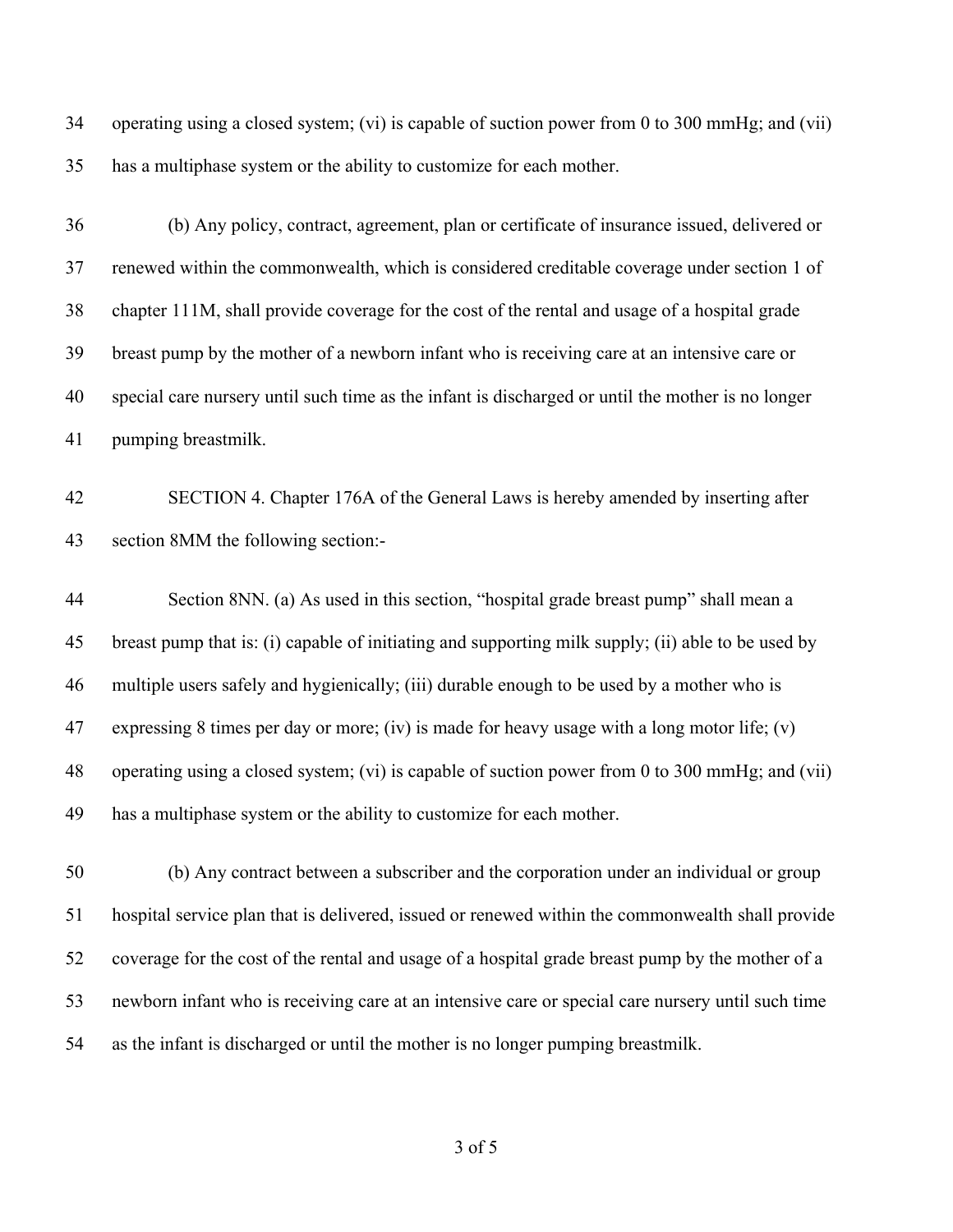operating using a closed system; (vi) is capable of suction power from 0 to 300 mmHg; and (vii) has a multiphase system or the ability to customize for each mother.

(b) Any policy, contract, agreement, plan or certificate of insurance issued, delivered or renewed within the commonwealth, which is considered creditable coverage under section 1 of chapter 111M, shall provide coverage for the cost of the rental and usage of a hospital grade breast pump by the mother of a newborn infant who is receiving care at an intensive care or special care nursery until such time as the infant is discharged or until the mother is no longer pumping breastmilk.

SECTION 4. Chapter 176A of the General Laws is hereby amended by inserting after section 8MM the following section:-

Section 8NN. (a) As used in this section, "hospital grade breast pump" shall mean a breast pump that is: (i) capable of initiating and supporting milk supply; (ii) able to be used by multiple users safely and hygienically; (iii) durable enough to be used by a mother who is expressing 8 times per day or more; (iv) is made for heavy usage with a long motor life; (v) operating using a closed system; (vi) is capable of suction power from 0 to 300 mmHg; and (vii) has a multiphase system or the ability to customize for each mother.

(b) Any contract between a subscriber and the corporation under an individual or group hospital service plan that is delivered, issued or renewed within the commonwealth shall provide coverage for the cost of the rental and usage of a hospital grade breast pump by the mother of a newborn infant who is receiving care at an intensive care or special care nursery until such time as the infant is discharged or until the mother is no longer pumping breastmilk.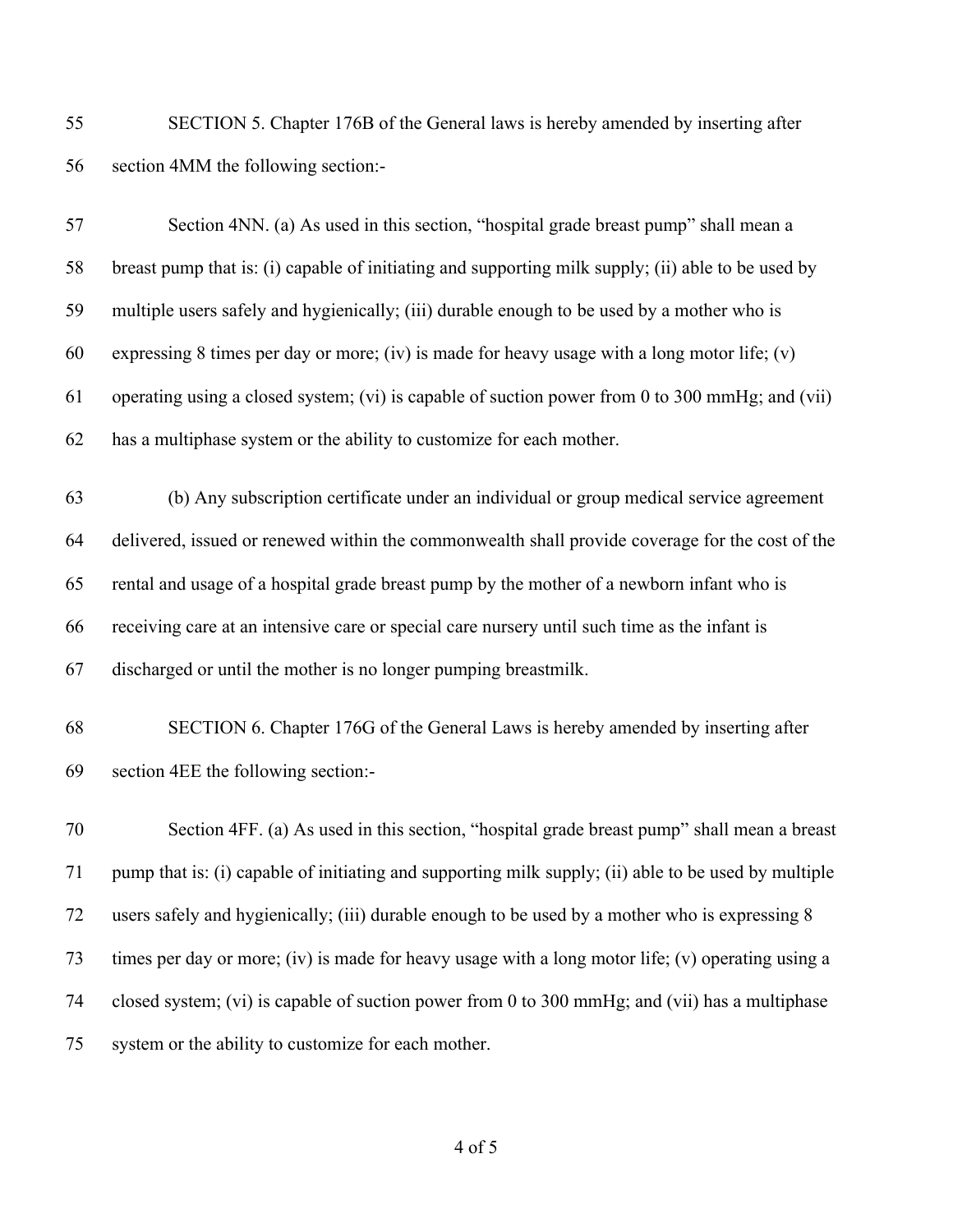SECTION 5. Chapter 176B of the General laws is hereby amended by inserting after section 4MM the following section:-

Section 4NN. (a) As used in this section, "hospital grade breast pump" shall mean a breast pump that is: (i) capable of initiating and supporting milk supply; (ii) able to be used by multiple users safely and hygienically; (iii) durable enough to be used by a mother who is expressing 8 times per day or more; (iv) is made for heavy usage with a long motor life; (v) operating using a closed system; (vi) is capable of suction power from 0 to 300 mmHg; and (vii) has a multiphase system or the ability to customize for each mother.

(b) Any subscription certificate under an individual or group medical service agreement delivered, issued or renewed within the commonwealth shall provide coverage for the cost of the rental and usage of a hospital grade breast pump by the mother of a newborn infant who is receiving care at an intensive care or special care nursery until such time as the infant is discharged or until the mother is no longer pumping breastmilk.

SECTION 6. Chapter 176G of the General Laws is hereby amended by inserting after section 4EE the following section:-

Section 4FF. (a) As used in this section, "hospital grade breast pump" shall mean a breast pump that is: (i) capable of initiating and supporting milk supply; (ii) able to be used by multiple users safely and hygienically; (iii) durable enough to be used by a mother who is expressing 8 times per day or more; (iv) is made for heavy usage with a long motor life; (v) operating using a closed system; (vi) is capable of suction power from 0 to 300 mmHg; and (vii) has a multiphase system or the ability to customize for each mother.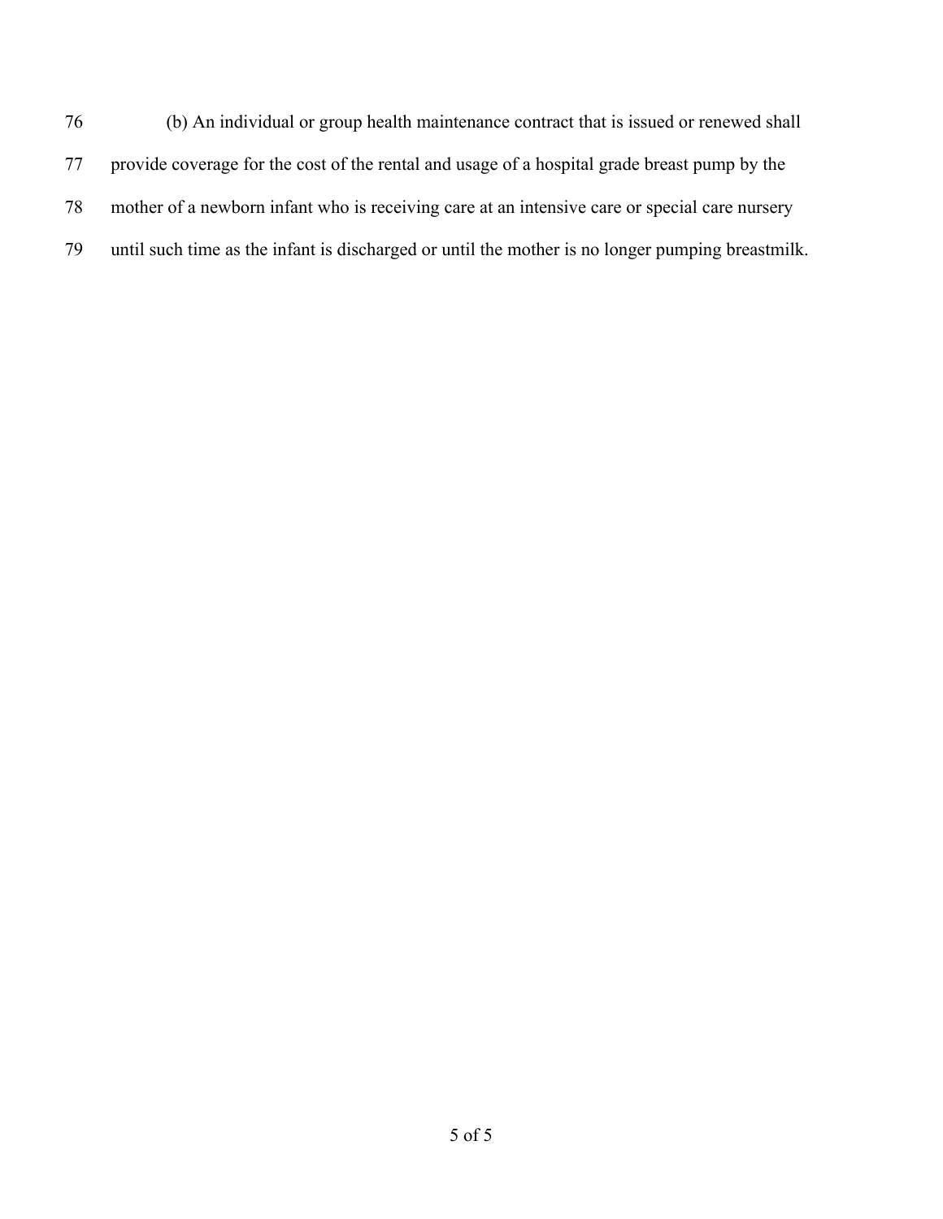76 (b) An individual or group health maintenance contract that is issued or renewed shall

77 provide coverage for the cost of the rental and usage of a hospital grade breast pump by the

78 mother of a newborn infant who is receiving care at an intensive care or special care nursery

79 until such time as the infant is discharged or until the mother is no longer pumping breastmilk.